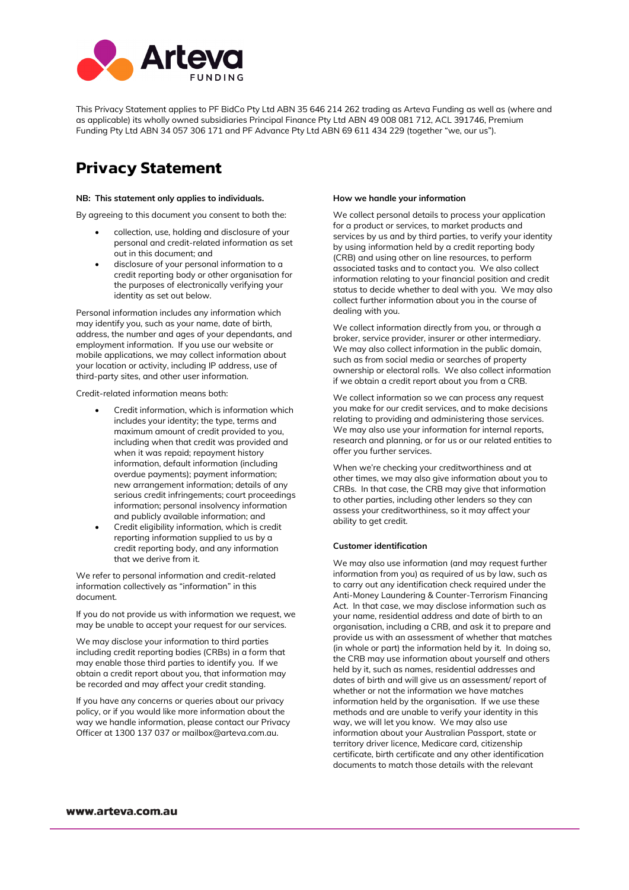This Privacy Statement applies to PF BidCo Pty Ltd ABN 35 646 214 262 trading as Arteva Funding as well as (where and as applicable) its wholly owned subsidiaries Principal Finance Pty Ltd ABN 49 008 081 712, ACL 391746, Premium Funding Pty Ltd ABN 34 057 306 171 and PF Advance Pty Ltd ABN 69 611 434 229 (together "we, our us").

# Privacy Statement

**NB: This statement only applies to individuals.**

By agreeing to this document you consent to both the:

- collection, use, holding and disclosure of your personal and credit-related information as set out in this document; and
- disclosure of your personal information to a credit reporting body or other organisation for the purposes of electronically verifying your identity as set out below.

Personal information includes any information which may identify you, such as your name, date of birth, address, the number and ages of your dependants, and employment information. If you use our website or mobile applications, we may collect information about your location or activity, including IP address, use of third-party sites, and other user information.

Credit-related information means both:

- Credit information, which is information which includes your identity; the type, terms and maximum amount of credit provided to you, including when that credit was provided and when it was repaid; repayment history information, default information (including overdue payments); payment information; new arrangement information; details of any serious credit infringements; court proceedings information; personal insolvency information and publicly available information; and
- Credit eligibility information, which is credit reporting information supplied to us by a credit reporting body, and any information that we derive from it.

We refer to personal information and credit-related information collectively as "information" in this document.

If you do not provide us with information we request, we may be unable to accept your request for our services.

We may disclose your information to third parties including credit reporting bodies (CRBs) in a form that may enable those third parties to identify you. If we obtain a credit report about you, that information may be recorded and may affect your credit standing.

If you have any concerns or queries about our privacy policy, or if you would like more information about the way we handle information, please contact our Privacy Officer at 1300 137 037 or mailbox@arteva.com.au.

**How we handle your information**

We collect personal details to process your application for a product or services, to market products and services by us and by third parties, to verify your identity by using information held by a credit reporting body (CRB) and using other on line resources, to perform associated tasks and to contact you. We also collect information relating to your financial position and credit status to decide whether to deal with you. We may also collect further information about you in the course of dealing with you.

We collect information directly from you, or through a broker, service provider, insurer or other intermediary. We may also collect information in the public domain, such as from social media or searches of property ownership or electoral rolls. We also collect information if we obtain a credit report about you from a CRB.

We collect information so we can process any request you make for our credit services, and to make decisions relating to providing and administering those services. We may also use your information for internal reports, research and planning, or for us or our related entities to offer you further services.

When we're checking your creditworthiness and at other times, we may also give information about you to CRBs. In that case, the CRB may give that information to other parties, including other lenders so they can assess your creditworthiness, so it may affect your ability to get credit.

**Customer identification**

We may also use information (and may request further information from you) as required of us by law, such as to carry out any identification check required under the Anti-Money Laundering & Counter-Terrorism Financing Act. In that case, we may disclose information such as your name, residential address and date of birth to an organisation, including a CRB, and ask it to prepare and provide us with an assessment of whether that matches (in whole or part) the information held by it. In doing so, the CRB may use information about yourself and others held by it, such as names, residential addresses and dates of birth and will give us an assessment/ report of whether or not the information we have matches information held by the organisation. If we use these methods and are unable to verify your identity in this way, we will let you know. We may also use information about your Australian Passport, state or territory driver licence, Medicare card, citizenship certificate, birth certificate and any other identification documents to match those details with the relevant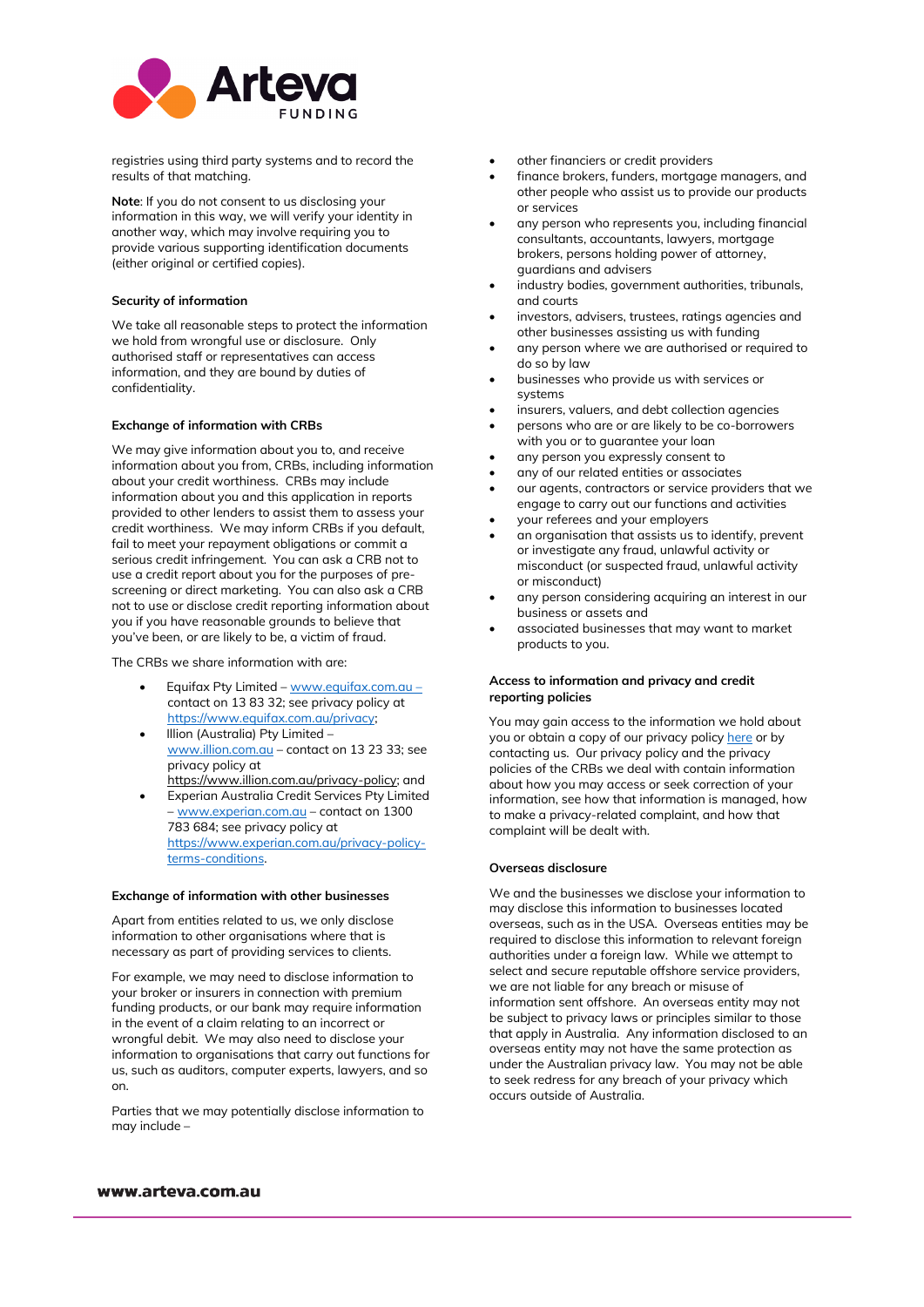registries using third party systems and to record the results of that matching.

**Note**: If you do not consent to us disclosing your information in this way, we will verify your identity in another way, which may involve requiring you to provide various supporting identification documents (either original or certified copies).

### Security of information

We take all reasonable steps to protect the information we hold from wrongful use or disclosure. Only authorised staff or representatives can access information, and they are bound by duties of confidentiality.

### Exchange of information with CRBs

We may give information about you to, and receive information about you from, CRBs, including information about your credit worthiness. CRBs may include information about you and this application in reports provided to other lenders to assist them to assess your credit worthiness. We may inform CRBs if you default, fail to meet your repayment obligations or commit a serious credit infringement. You can ask a CRB not to use a credit report about you for the purposes of pre-screening or direct marketing. You can also ask a CRB not to use or disclose credit reporting information about you if you have reasonable grounds to believe that you've been, or are likely to be, a victim of fraud.

The CRBs we share information with are:

- Equifax Pty Limited – www.equifax.com.au – contact on 13 83 32; see privacy policy at https://www.equifax.com.au/privacy;
- Illion (Australia) Pty Limited – www.illion.com.au – contact on 13 23 33; see privacy policy at https://www.illion.com.au/privacy-policy; and
- Experian Australia Credit Services Pty Limited – www.experian.com.au – contact on 1300 783 684; see privacy policy at https://www.experian.com.au/privacy-policy-terms-conditions.

### Exchange of information with other businesses

Apart from entities related to us, we only disclose information to other organisations where that is necessary as part of providing services to clients.

For example, we may need to disclose information to your broker or insurers in connection with premium funding products, or our bank may require information in the event of a claim relating to an incorrect or wrongful debit. We may also need to disclose your information to organisations that carry out functions for us, such as auditors, computer experts, lawyers, and so on.

Parties that we may potentially disclose information to may include –

- other financiers or credit providers
- finance brokers, funders, mortgage managers, and other people who assist us to provide our products or services
- any person who represents you, including financial consultants, accountants, lawyers, mortgage brokers, persons holding power of attorney, guardians and advisers
- industry bodies, government authorities, tribunals, and courts
- investors, advisers, trustees, ratings agencies and other businesses assisting us with funding
- any person where we are authorised or required to do so by law
- businesses who provide us with services or systems
- insurers, valuers, and debt collection agencies
- persons who are or are likely to be co-borrowers with you or to guarantee your loan
- any person you expressly consent to
- any of our related entities or associates
- our agents, contractors or service providers that we engage to carry out our functions and activities
- your referees and your employers
- an organisation that assists us to identify, prevent or investigate any fraud, unlawful activity or misconduct (or suspected fraud, unlawful activity or misconduct)
- any person considering acquiring an interest in our business or assets and
- associated businesses that may want to market products to you.

### Access to information and privacy and credit reporting policies

You may gain access to the information we hold about you or obtain a copy of our privacy policy here or by contacting us. Our privacy policy and the privacy policies of the CRBs we deal with contain information about how you may access or seek correction of your information, see how that information is managed, how to make a privacy-related complaint, and how that complaint will be dealt with.

### Overseas disclosure

We and the businesses we disclose your information to may disclose this information to businesses located overseas, such as in the USA. Overseas entities may be required to disclose this information to relevant foreign authorities under a foreign law. While we attempt to select and secure reputable offshore service providers, we are not liable for any breach or misuse of information sent offshore. An overseas entity may not be subject to privacy laws or principles similar to those that apply in Australia. Any information disclosed to an overseas entity may not have the same protection as under the Australian privacy law. You may not be able to seek redress for any breach of your privacy which occurs outside of Australia.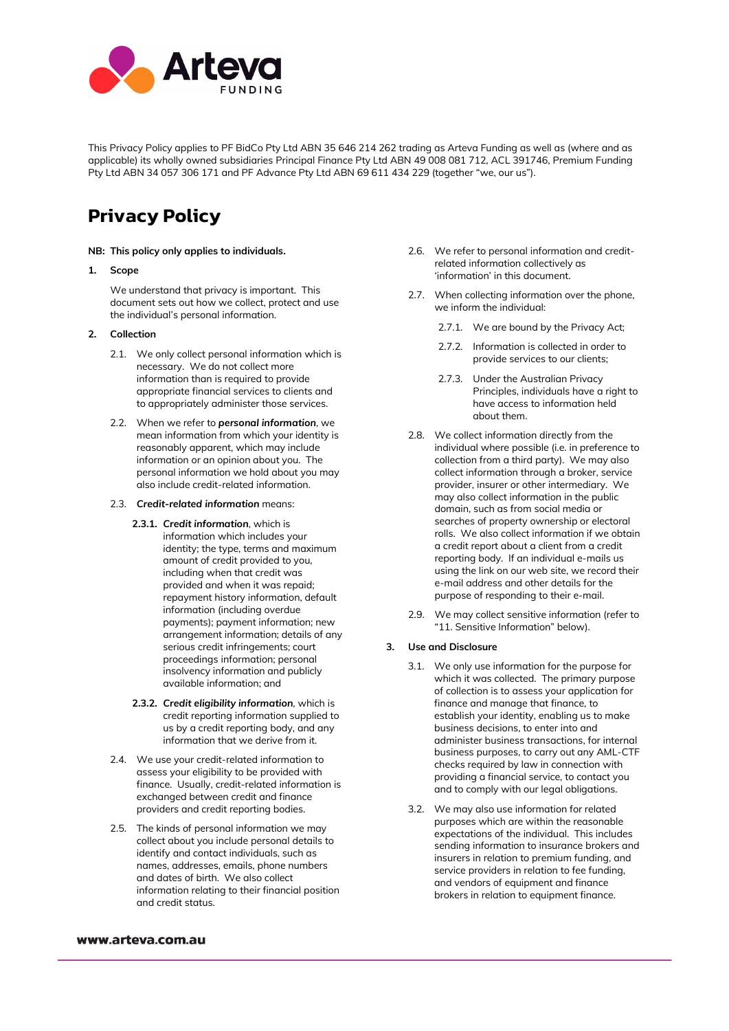This Privacy Policy applies to PF BidCo Pty Ltd ABN 35 646 214 262 trading as Arteva Funding as well as (where and as applicable) its wholly owned subsidiaries Principal Finance Pty Ltd ABN 49 008 081 712, ACL 391746, Premium Funding Pty Ltd ABN 34 057 306 171 and PF Advance Pty Ltd ABN 69 611 434 229 (together "we, our us").

# Privacy Policy

**NB: This policy only applies to individuals.**

**1. Scope**

We understand that privacy is important. This document sets out how we collect, protect and use the individual's personal information.

**2. Collection**

2.1. We only collect personal information which is necessary. We do not collect more information than is required to provide appropriate financial services to clients and to appropriately administer those services.

2.2. When we refer to ***personal information***, we mean information from which your identity is reasonably apparent, which may include information or an opinion about you. The personal information we hold about you may also include credit-related information.

2.3. ***Credit-related information*** means:

**2.3.1.** ***Credit information***, which is information which includes your identity; the type, terms and maximum amount of credit provided to you, including when that credit was provided and when it was repaid; repayment history information, default information (including overdue payments); payment information; new arrangement information; details of any serious credit infringements; court proceedings information; personal insolvency information and publicly available information; and

**2.3.2.** ***Credit eligibility information***, which is credit reporting information supplied to us by a credit reporting body, and any information that we derive from it.

2.4. We use your credit-related information to assess your eligibility to be provided with finance. Usually, credit-related information is exchanged between credit and finance providers and credit reporting bodies.

2.5. The kinds of personal information we may collect about you include personal details to identify and contact individuals, such as names, addresses, emails, phone numbers and dates of birth. We also collect information relating to their financial position and credit status.

2.6. We refer to personal information and credit-related information collectively as 'information' in this document.

2.7. When collecting information over the phone, we inform the individual:

2.7.1. We are bound by the Privacy Act;

2.7.2. Information is collected in order to provide services to our clients;

2.7.3. Under the Australian Privacy Principles, individuals have a right to have access to information held about them.

2.8. We collect information directly from the individual where possible (i.e. in preference to collection from a third party). We may also collect information through a broker, service provider, insurer or other intermediary. We may also collect information in the public domain, such as from social media or searches of property ownership or electoral rolls. We also collect information if we obtain a credit report about a client from a credit reporting body. If an individual e-mails us using the link on our web site, we record their e-mail address and other details for the purpose of responding to their e-mail.

2.9. We may collect sensitive information (refer to "11. Sensitive Information" below).

**3. Use and Disclosure**

3.1. We only use information for the purpose for which it was collected. The primary purpose of collection is to assess your application for finance and manage that finance, to establish your identity, enabling us to make business decisions, to enter into and administer business transactions, for internal business purposes, to carry out any AML-CTF checks required by law in connection with providing a financial service, to contact you and to comply with our legal obligations.

3.2. We may also use information for related purposes which are within the reasonable expectations of the individual. This includes sending information to insurance brokers and insurers in relation to premium funding, and service providers in relation to fee funding, and vendors of equipment and finance brokers in relation to equipment finance.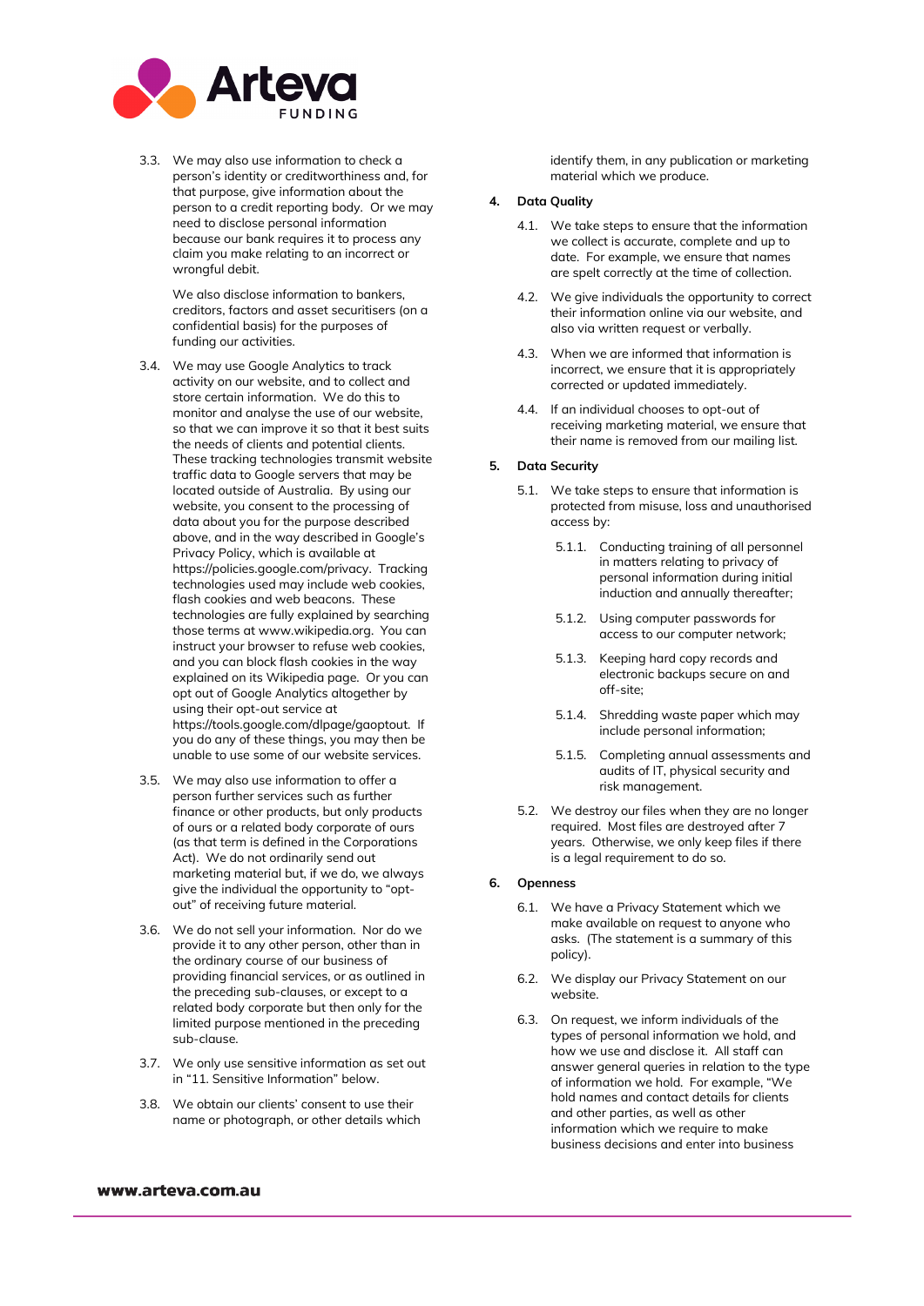3.3. We may also use information to check a person's identity or creditworthiness and, for that purpose, give information about the person to a credit reporting body. Or we may need to disclose personal information because our bank requires it to process any claim you make relating to an incorrect or wrongful debit.

We also disclose information to bankers, creditors, factors and asset securitisers (on a confidential basis) for the purposes of funding our activities.

3.4. We may use Google Analytics to track activity on our website, and to collect and store certain information. We do this to monitor and analyse the use of our website, so that we can improve it so that it best suits the needs of clients and potential clients. These tracking technologies transmit website traffic data to Google servers that may be located outside of Australia. By using our website, you consent to the processing of data about you for the purpose described above, and in the way described in Google's Privacy Policy, which is available at https://policies.google.com/privacy. Tracking technologies used may include web cookies, flash cookies and web beacons. These technologies are fully explained by searching those terms at www.wikipedia.org. You can instruct your browser to refuse web cookies, and you can block flash cookies in the way explained on its Wikipedia page. Or you can opt out of Google Analytics altogether by using their opt-out service at https://tools.google.com/dlpage/gaoptout. If you do any of these things, you may then be unable to use some of our website services.

3.5. We may also use information to offer a person further services such as further finance or other products, but only products of ours or a related body corporate of ours (as that term is defined in the Corporations Act). We do not ordinarily send out marketing material but, if we do, we always give the individual the opportunity to "opt-out" of receiving future material.

3.6. We do not sell your information. Nor do we provide it to any other person, other than in the ordinary course of our business of providing financial services, or as outlined in the preceding sub-clauses, or except to a related body corporate but then only for the limited purpose mentioned in the preceding sub-clause.

3.7. We only use sensitive information as set out in "11. Sensitive Information" below.

3.8. We obtain our clients' consent to use their name or photograph, or other details which identify them, in any publication or marketing material which we produce.

**4. Data Quality**

4.1. We take steps to ensure that the information we collect is accurate, complete and up to date. For example, we ensure that names are spelt correctly at the time of collection.

4.2. We give individuals the opportunity to correct their information online via our website, and also via written request or verbally.

4.3. When we are informed that information is incorrect, we ensure that it is appropriately corrected or updated immediately.

4.4. If an individual chooses to opt-out of receiving marketing material, we ensure that their name is removed from our mailing list.

**5. Data Security**

5.1. We take steps to ensure that information is protected from misuse, loss and unauthorised access by:

5.1.1. Conducting training of all personnel in matters relating to privacy of personal information during initial induction and annually thereafter;

5.1.2. Using computer passwords for access to our computer network;

5.1.3. Keeping hard copy records and electronic backups secure on and off-site;

5.1.4. Shredding waste paper which may include personal information;

5.1.5. Completing annual assessments and audits of IT, physical security and risk management.

5.2. We destroy our files when they are no longer required. Most files are destroyed after 7 years. Otherwise, we only keep files if there is a legal requirement to do so.

**6. Openness**

6.1. We have a Privacy Statement which we make available on request to anyone who asks. (The statement is a summary of this policy).

6.2. We display our Privacy Statement on our website.

6.3. On request, we inform individuals of the types of personal information we hold, and how we use and disclose it. All staff can answer general queries in relation to the type of information we hold. For example, "We hold names and contact details for clients and other parties, as well as other information which we require to make business decisions and enter into business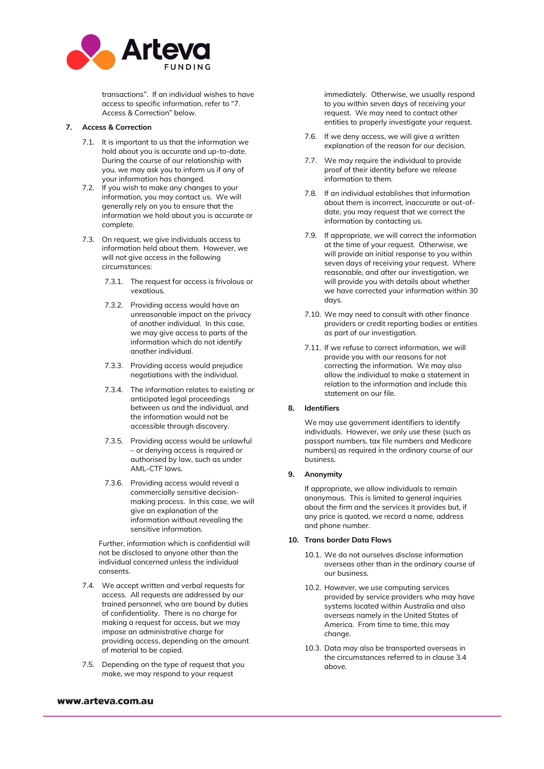transactions". If an individual wishes to have access to specific information, refer to "7. Access & Correction" below.

## 7. Access & Correction

7.1. It is important to us that the information we hold about you is accurate and up-to-date. During the course of our relationship with you, we may ask you to inform us if any of your information has changed.

7.2. If you wish to make any changes to your information, you may contact us. We will generally rely on you to ensure that the information we hold about you is accurate or complete.

7.3. On request, we give individuals access to information held about them. However, we will not give access in the following circumstances:

7.3.1. The request for access is frivolous or vexatious.

7.3.2. Providing access would have an unreasonable impact on the privacy of another individual. In this case, we may give access to parts of the information which do not identify another individual.

7.3.3. Providing access would prejudice negotiations with the individual.

7.3.4. The information relates to existing or anticipated legal proceedings between us and the individual, and the information would not be accessible through discovery.

7.3.5. Providing access would be unlawful – or denying access is required or authorised by law, such as under AML-CTF laws.

7.3.6. Providing access would reveal a commercially sensitive decision-making process. In this case, we will give an explanation of the information without revealing the sensitive information.

Further, information which is confidential will not be disclosed to anyone other than the individual concerned unless the individual consents.

7.4. We accept written and verbal requests for access. All requests are addressed by our trained personnel, who are bound by duties of confidentiality. There is no charge for making a request for access, but we may impose an administrative charge for providing access, depending on the amount of material to be copied.

7.5. Depending on the type of request that you make, we may respond to your request immediately. Otherwise, we usually respond to you within seven days of receiving your request. We may need to contact other entities to properly investigate your request.

7.6. If we deny access, we will give a written explanation of the reason for our decision.

7.7. We may require the individual to provide proof of their identity before we release information to them.

7.8. If an individual establishes that information about them is incorrect, inaccurate or out-of-date, you may request that we correct the information by contacting us.

7.9. If appropriate, we will correct the information at the time of your request. Otherwise, we will provide an initial response to you within seven days of receiving your request. Where reasonable, and after our investigation, we will provide you with details about whether we have corrected your information within 30 days.

7.10. We may need to consult with other finance providers or credit reporting bodies or entities as part of our investigation.

7.11. If we refuse to correct information, we will provide you with our reasons for not correcting the information. We may also allow the individual to make a statement in relation to the information and include this statement on our file.

## 8. Identifiers

We may use government identifiers to identify individuals. However, we only use these (such as passport numbers, tax file numbers and Medicare numbers) as required in the ordinary course of our business.

## 9. Anonymity

If appropriate, we allow individuals to remain anonymous. This is limited to general inquiries about the firm and the services it provides but, if any price is quoted, we record a name, address and phone number.

## 10. Trans border Data Flows

10.1. We do not ourselves disclose information overseas other than in the ordinary course of our business.

10.2. However, we use computing services provided by service providers who may have systems located within Australia and also overseas namely in the United States of America. From time to time, this may change.

10.3. Data may also be transported overseas in the circumstances referred to in clause 3.4 above.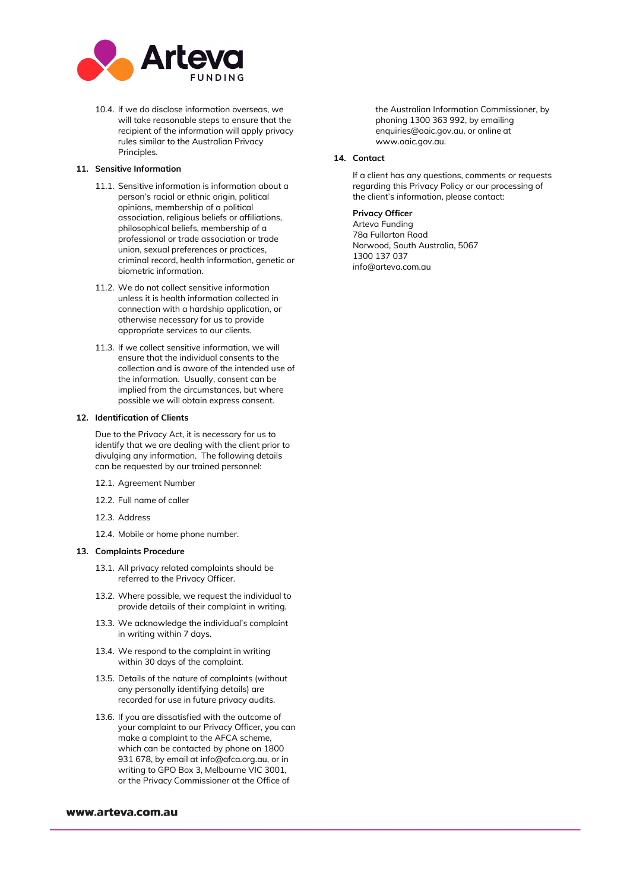10.4. If we do disclose information overseas, we will take reasonable steps to ensure that the recipient of the information will apply privacy rules similar to the Australian Privacy Principles.

## 11. Sensitive Information

11.1. Sensitive information is information about a person's racial or ethnic origin, political opinions, membership of a political association, religious beliefs or affiliations, philosophical beliefs, membership of a professional or trade association or trade union, sexual preferences or practices, criminal record, health information, genetic or biometric information.

11.2. We do not collect sensitive information unless it is health information collected in connection with a hardship application, or otherwise necessary for us to provide appropriate services to our clients.

11.3. If we collect sensitive information, we will ensure that the individual consents to the collection and is aware of the intended use of the information. Usually, consent can be implied from the circumstances, but where possible we will obtain express consent.

## 12. Identification of Clients

Due to the Privacy Act, it is necessary for us to identify that we are dealing with the client prior to divulging any information. The following details can be requested by our trained personnel:

12.1. Agreement Number

12.2. Full name of caller

12.3. Address

12.4. Mobile or home phone number.

## 13. Complaints Procedure

13.1. All privacy related complaints should be referred to the Privacy Officer.

13.2. Where possible, we request the individual to provide details of their complaint in writing.

13.3. We acknowledge the individual's complaint in writing within 7 days.

13.4. We respond to the complaint in writing within 30 days of the complaint.

13.5. Details of the nature of complaints (without any personally identifying details) are recorded for use in future privacy audits.

13.6. If you are dissatisfied with the outcome of your complaint to our Privacy Officer, you can make a complaint to the AFCA scheme, which can be contacted by phone on 1800 931 678, by email at info@afca.org.au, or in writing to GPO Box 3, Melbourne VIC 3001, or the Privacy Commissioner at the Office of the Australian Information Commissioner, by phoning 1300 363 992, by emailing enquiries@oaic.gov.au, or online at www.oaic.gov.au.

## 14. Contact

If a client has any questions, comments or requests regarding this Privacy Policy or our processing of the client's information, please contact:

**Privacy Officer**
Arteva Funding
78a Fullarton Road
Norwood, South Australia, 5067
1300 137 037
info@arteva.com.au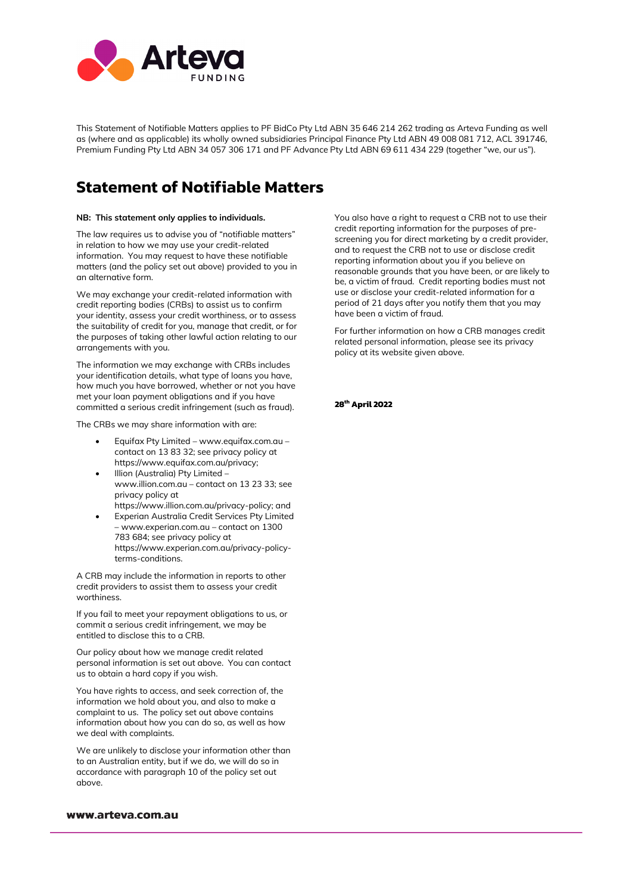This Statement of Notifiable Matters applies to PF BidCo Pty Ltd ABN 35 646 214 262 trading as Arteva Funding as well as (where and as applicable) its wholly owned subsidiaries Principal Finance Pty Ltd ABN 49 008 081 712, ACL 391746, Premium Funding Pty Ltd ABN 34 057 306 171 and PF Advance Pty Ltd ABN 69 611 434 229 (together "we, our us").

# Statement of Notifiable Matters

**NB: This statement only applies to individuals.**

The law requires us to advise you of "notifiable matters" in relation to how we may use your credit-related information. You may request to have these notifiable matters (and the policy set out above) provided to you in an alternative form.

We may exchange your credit-related information with credit reporting bodies (CRBs) to assist us to confirm your identity, assess your credit worthiness, or to assess the suitability of credit for you, manage that credit, or for the purposes of taking other lawful action relating to our arrangements with you.

The information we may exchange with CRBs includes your identification details, what type of loans you have, how much you have borrowed, whether or not you have met your loan payment obligations and if you have committed a serious credit infringement (such as fraud).

The CRBs we may share information with are:

- Equifax Pty Limited – www.equifax.com.au – contact on 13 83 32; see privacy policy at https://www.equifax.com.au/privacy;
- Illion (Australia) Pty Limited – www.illion.com.au – contact on 13 23 33; see privacy policy at https://www.illion.com.au/privacy-policy; and
- Experian Australia Credit Services Pty Limited – www.experian.com.au – contact on 1300 783 684; see privacy policy at https://www.experian.com.au/privacy-policy-terms-conditions.

A CRB may include the information in reports to other credit providers to assist them to assess your credit worthiness.

If you fail to meet your repayment obligations to us, or commit a serious credit infringement, we may be entitled to disclose this to a CRB.

Our policy about how we manage credit related personal information is set out above. You can contact us to obtain a hard copy if you wish.

You have rights to access, and seek correction of, the information we hold about you, and also to make a complaint to us. The policy set out above contains information about how you can do so, as well as how we deal with complaints.

We are unlikely to disclose your information other than to an Australian entity, but if we do, we will do so in accordance with paragraph 10 of the policy set out above.

You also have a right to request a CRB not to use their credit reporting information for the purposes of pre-screening you for direct marketing by a credit provider, and to request the CRB not to use or disclose credit reporting information about you if you believe on reasonable grounds that you have been, or are likely to be, a victim of fraud. Credit reporting bodies must not use or disclose your credit-related information for a period of 21 days after you notify them that you may have been a victim of fraud.

For further information on how a CRB manages credit related personal information, please see its privacy policy at its website given above.

**28th April 2022**